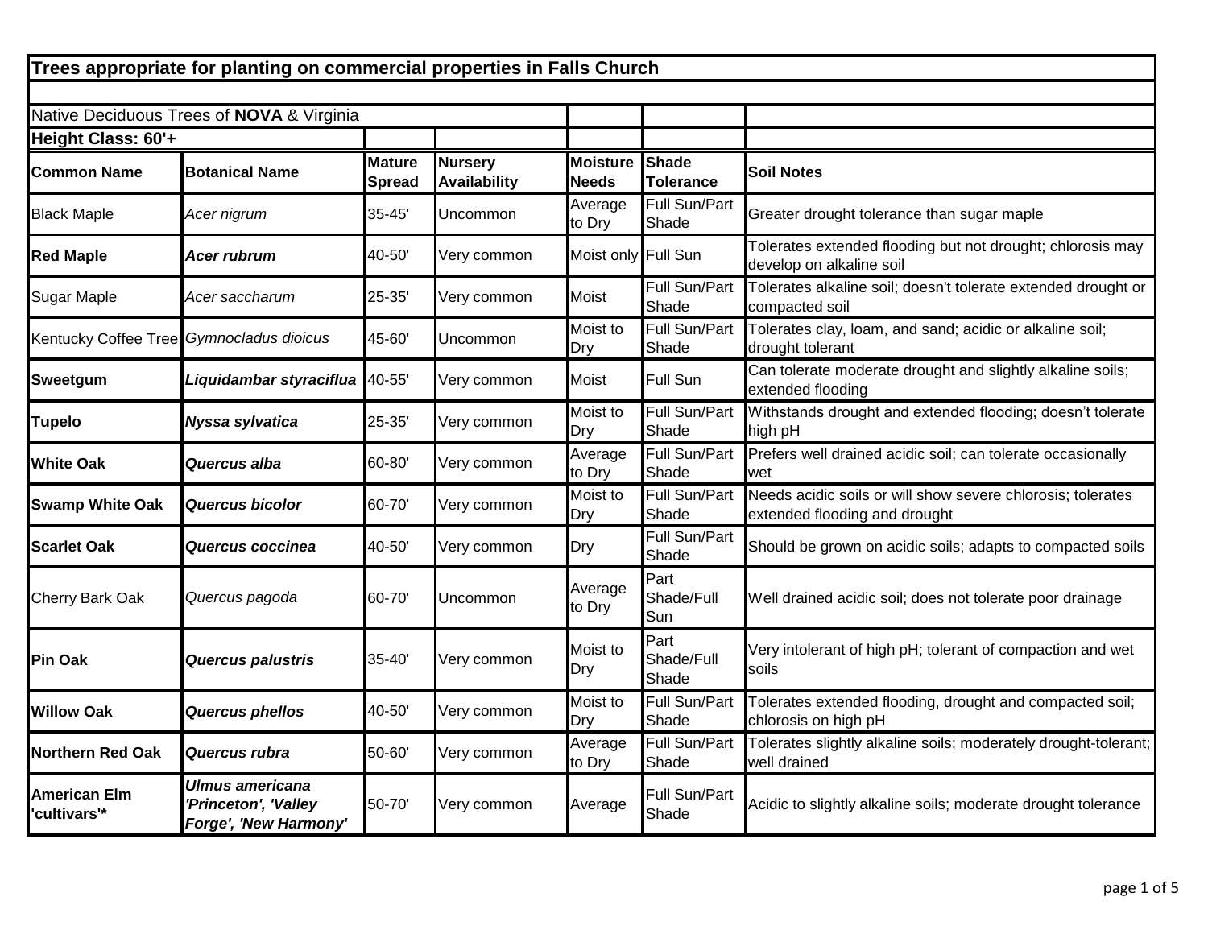# Trees appropriate for planting on commercial properties in Falls Church

Native Deciduous Trees of **NOVA** & Virginia

**Height Class: 60'+**

| Common Name | Botanical Name | Mature Spread | Nursery Availability | Moisture Needs | Shade Tolerance | Soil Notes |
|---|---|---|---|---|---|---|
| Black Maple | *Acer nigrum* | 35-45' | Uncommon | Average to Dry | Full Sun/Part Shade | Greater drought tolerance than sugar maple |
| **Red Maple** | ***Acer rubrum*** | 40-50' | Very common | Moist only | Full Sun | Tolerates extended flooding but not drought; chlorosis may develop on alkaline soil |
| Sugar Maple | *Acer saccharum* | 25-35' | Very common | Moist | Full Sun/Part Shade | Tolerates alkaline soil; doesn't tolerate extended drought or compacted soil |
| Kentucky Coffee Tree | *Gymnocladus dioicus* | 45-60' | Uncommon | Moist to Dry | Full Sun/Part Shade | Tolerates clay, loam, and sand; acidic or alkaline soil; drought tolerant |
| **Sweetgum** | ***Liquidambar styraciflua*** | 40-55' | Very common | Moist | Full Sun | Can tolerate moderate drought and slightly alkaline soils; extended flooding |
| **Tupelo** | ***Nyssa sylvatica*** | 25-35' | Very common | Moist to Dry | Full Sun/Part Shade | Withstands drought and extended flooding; doesn't tolerate high pH |
| **White Oak** | ***Quercus alba*** | 60-80' | Very common | Average to Dry | Full Sun/Part Shade | Prefers well drained acidic soil; can tolerate occasionally wet |
| **Swamp White Oak** | ***Quercus bicolor*** | 60-70' | Very common | Moist to Dry | Full Sun/Part Shade | Needs acidic soils or will show severe chlorosis; tolerates extended flooding and drought |
| **Scarlet Oak** | ***Quercus coccinea*** | 40-50' | Very common | Dry | Full Sun/Part Shade | Should be grown on acidic soils; adapts to compacted soils |
| Cherry Bark Oak | *Quercus pagoda* | 60-70' | Uncommon | Average to Dry | Part Shade/Full Sun | Well drained acidic soil; does not tolerate poor drainage |
| **Pin Oak** | ***Quercus palustris*** | 35-40' | Very common | Moist to Dry | Part Shade/Full Shade | Very intolerant of high pH; tolerant of compaction and wet soils |
| **Willow Oak** | ***Quercus phellos*** | 40-50' | Very common | Moist to Dry | Full Sun/Part Shade | Tolerates extended flooding, drought and compacted soil; chlorosis on high pH |
| **Northern Red Oak** | ***Quercus rubra*** | 50-60' | Very common | Average to Dry | Full Sun/Part Shade | Tolerates slightly alkaline soils; moderately drought-tolerant; well drained |
| **American Elm 'cultivars'*** | ***Ulmus americana 'Princeton', 'Valley Forge', 'New Harmony'*** | 50-70' | Very common | Average | Full Sun/Part Shade | Acidic to slightly alkaline soils; moderate drought tolerance |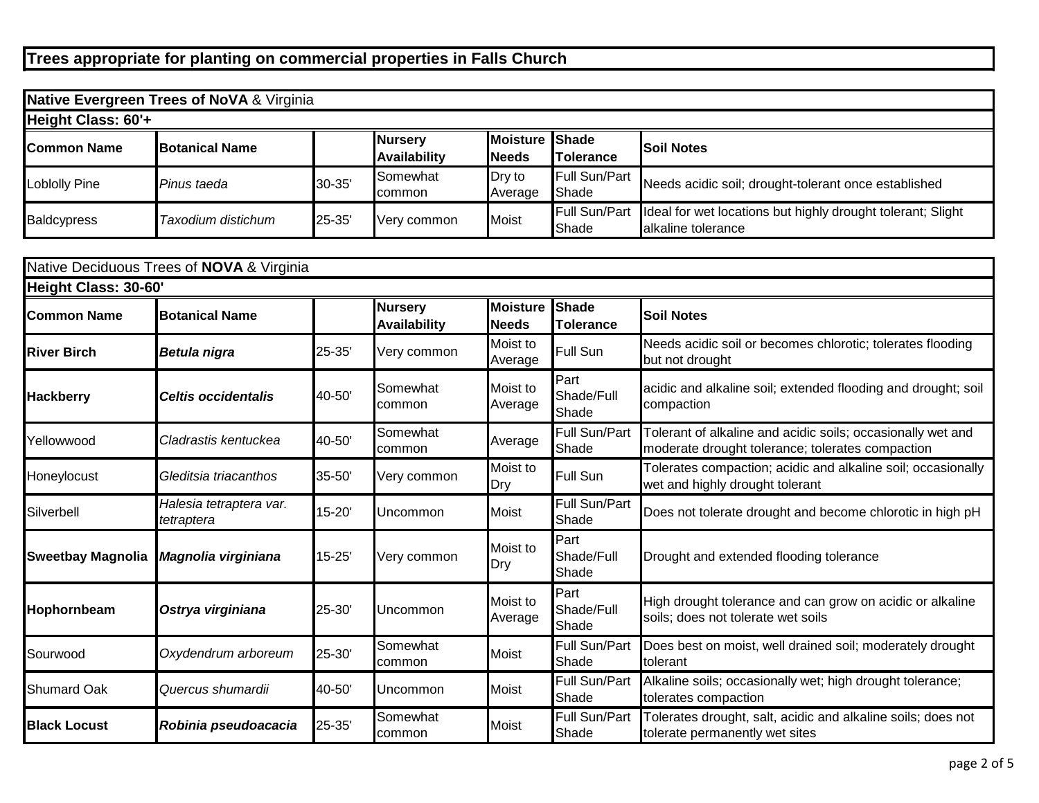# Trees appropriate for planting on commercial properties in Falls Church

| **Native Evergreen Trees of NoVA** & Virginia | | | | | | |
|---|---|---|---|---|---|---|
| **Height Class: 60'+** | | | | | | |
| **Common Name** | **Botanical Name** | | **Nursery Availability** | **Moisture Needs** | **Shade Tolerance** | **Soil Notes** |
| Loblolly Pine | *Pinus taeda* | 30-35' | Somewhat common | Dry to Average | Full Sun/Part Shade | Needs acidic soil; drought-tolerant once established |
| Baldcypress | *Taxodium distichum* | 25-35' | Very common | Moist | Full Sun/Part Shade | Ideal for wet locations but highly drought tolerant; Slight alkaline tolerance |

| Native Deciduous Trees of **NOVA** & Virginia | | | | | | |
|---|---|---|---|---|---|---|
| **Height Class: 30-60'** | | | | | | |
| **Common Name** | **Botanical Name** | | **Nursery Availability** | **Moisture Needs** | **Shade Tolerance** | **Soil Notes** |
| **River Birch** | ***Betula nigra*** | 25-35' | Very common | Moist to Average | Full Sun | Needs acidic soil or becomes chlorotic; tolerates flooding but not drought |
| **Hackberry** | ***Celtis occidentalis*** | 40-50' | Somewhat common | Moist to Average | Part Shade/Full Shade | acidic and alkaline soil; extended flooding and drought; soil compaction |
| Yellowwood | *Cladrastis kentuckea* | 40-50' | Somewhat common | Average | Full Sun/Part Shade | Tolerant of alkaline and acidic soils; occasionally wet and moderate drought tolerance; tolerates compaction |
| Honeylocust | *Gleditsia triacanthos* | 35-50' | Very common | Moist to Dry | Full Sun | Tolerates compaction; acidic and alkaline soil; occasionally wet and highly drought tolerant |
| Silverbell | *Halesia tetraptera var. tetraptera* | 15-20' | Uncommon | Moist | Full Sun/Part Shade | Does not tolerate drought and become chlorotic in high pH |
| **Sweetbay Magnolia** | ***Magnolia virginiana*** | 15-25' | Very common | Moist to Dry | Part Shade/Full Shade | Drought and extended flooding tolerance |
| **Hophornbeam** | ***Ostrya virginiana*** | 25-30' | Uncommon | Moist to Average | Part Shade/Full Shade | High drought tolerance and can grow on acidic or alkaline soils; does not tolerate wet soils |
| Sourwood | *Oxydendrum arboreum* | 25-30' | Somewhat common | Moist | Full Sun/Part Shade | Does best on moist, well drained soil; moderately drought tolerant |
| Shumard Oak | *Quercus shumardii* | 40-50' | Uncommon | Moist | Full Sun/Part Shade | Alkaline soils; occasionally wet; high drought tolerance; tolerates compaction |
| **Black Locust** | ***Robinia pseudoacacia*** | 25-35' | Somewhat common | Moist | Full Sun/Part Shade | Tolerates drought, salt, acidic and alkaline soils; does not tolerate permanently wet sites |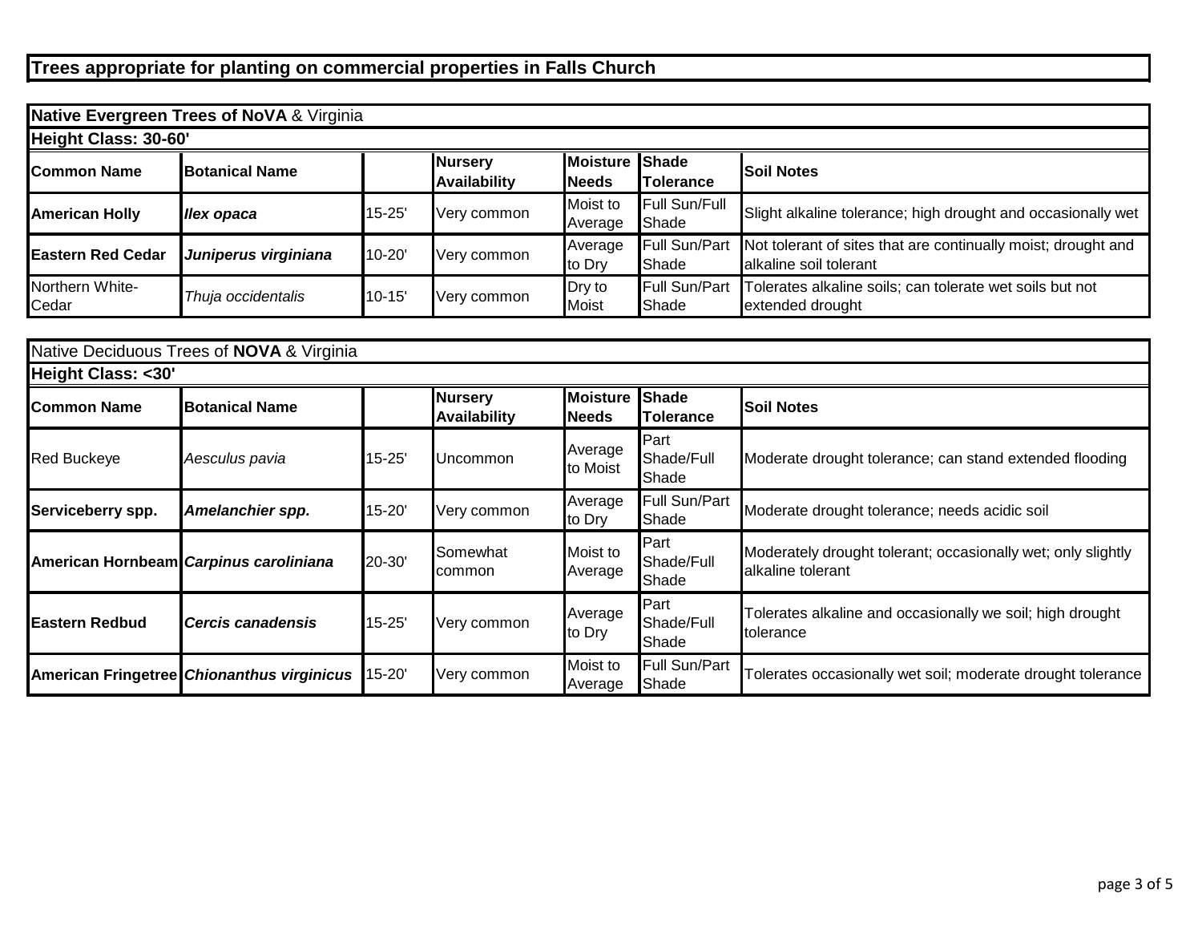# Trees appropriate for planting on commercial properties in Falls Church

## **Native Evergreen Trees of NoVA** & Virginia

### Height Class: 30-60'

| Common Name | Botanical Name | | Nursery Availability | Moisture Needs | Shade Tolerance | Soil Notes |
|---|---|---|---|---|---|---|
| **American Holly** | ***Ilex opaca*** | 15-25' | Very common | Moist to Average | Full Sun/Full Shade | Slight alkaline tolerance; high drought and occasionally wet |
| **Eastern Red Cedar** | ***Juniperus virginiana*** | 10-20' | Very common | Average to Dry | Full Sun/Part Shade | Not tolerant of sites that are continually moist; drought and alkaline soil tolerant |
| Northern White-Cedar | *Thuja occidentalis* | 10-15' | Very common | Dry to Moist | Full Sun/Part Shade | Tolerates alkaline soils; can tolerate wet soils but not extended drought |

## Native Deciduous Trees of **NOVA** & Virginia

### Height Class: <30'

| Common Name | Botanical Name | | Nursery Availability | Moisture Needs | Shade Tolerance | Soil Notes |
|---|---|---|---|---|---|---|
| Red Buckeye | *Aesculus pavia* | 15-25' | Uncommon | Average to Moist | Part Shade/Full Shade | Moderate drought tolerance; can stand extended flooding |
| **Serviceberry spp.** | ***Amelanchier spp.*** | 15-20' | Very common | Average to Dry | Full Sun/Part Shade | Moderate drought tolerance; needs acidic soil |
| **American Hornbeam** | ***Carpinus caroliniana*** | 20-30' | Somewhat common | Moist to Average | Part Shade/Full Shade | Moderately drought tolerant; occasionally wet; only slightly alkaline tolerant |
| **Eastern Redbud** | ***Cercis canadensis*** | 15-25' | Very common | Average to Dry | Part Shade/Full Shade | Tolerates alkaline and occasionally we soil; high drought tolerance |
| **American Fringetree** | ***Chionanthus virginicus*** | 15-20' | Very common | Moist to Average | Full Sun/Part Shade | Tolerates occasionally wet soil; moderate drought tolerance |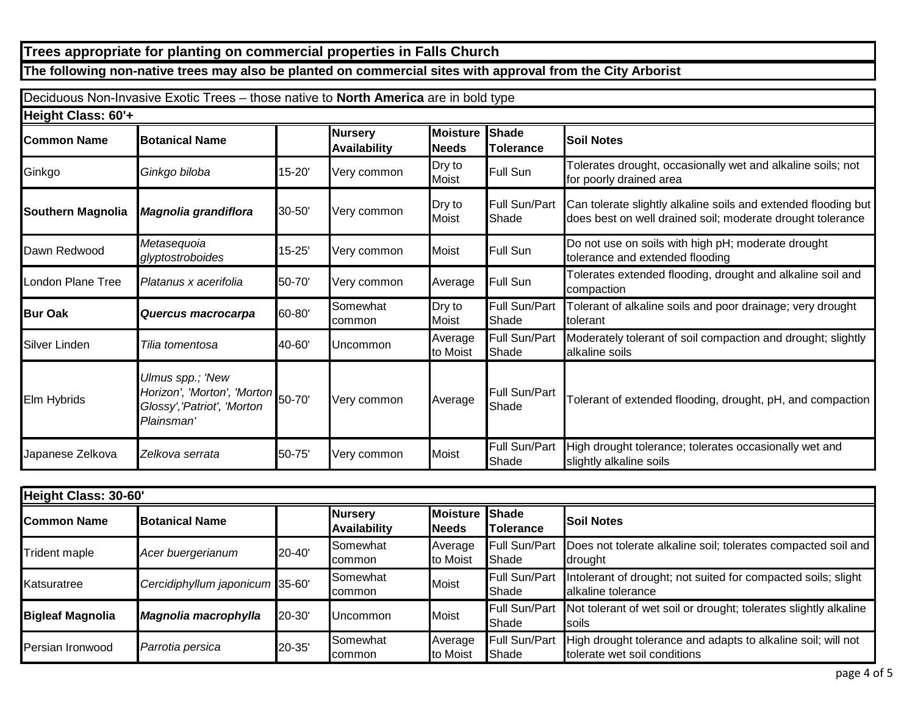# Trees appropriate for planting on commercial properties in Falls Church

## The following non-native trees may also be planted on commercial sites with approval from the City Arborist

Deciduous Non-Invasive Exotic Trees – those native to **North America** are in bold type

### Height Class: 60'+

| Common Name | Botanical Name | | Nursery Availability | Moisture Needs | Shade Tolerance | Soil Notes |
|---|---|---|---|---|---|---|
| Ginkgo | *Ginkgo biloba* | 15-20' | Very common | Dry to Moist | Full Sun | Tolerates drought, occasionally wet and alkaline soils; not for poorly drained area |
| **Southern Magnolia** | ***Magnolia grandiflora*** | 30-50' | Very common | Dry to Moist | Full Sun/Part Shade | Can tolerate slightly alkaline soils and extended flooding but does best on well drained soil; moderate drought tolerance |
| Dawn Redwood | *Metasequoia glyptostroboides* | 15-25' | Very common | Moist | Full Sun | Do not use on soils with high pH; moderate drought tolerance and extended flooding |
| London Plane Tree | *Platanus x acerifolia* | 50-70' | Very common | Average | Full Sun | Tolerates extended flooding, drought and alkaline soil and compaction |
| **Bur Oak** | ***Quercus macrocarpa*** | 60-80' | Somewhat common | Dry to Moist | Full Sun/Part Shade | Tolerant of alkaline soils and poor drainage; very drought tolerant |
| Silver Linden | *Tilia tomentosa* | 40-60' | Uncommon | Average to Moist | Full Sun/Part Shade | Moderately tolerant of soil compaction and drought; slightly alkaline soils |
| Elm Hybrids | *Ulmus spp.; 'New Horizon', 'Morton', 'Morton Glossy','Patriot', 'Morton Plainsman'* | 50-70' | Very common | Average | Full Sun/Part Shade | Tolerant of extended flooding, drought, pH, and compaction |
| Japanese Zelkova | *Zelkova serrata* | 50-75' | Very common | Moist | Full Sun/Part Shade | High drought tolerance; tolerates occasionally wet and slightly alkaline soils |

### Height Class: 30-60'

| Common Name | Botanical Name | | Nursery Availability | Moisture Needs | Shade Tolerance | Soil Notes |
|---|---|---|---|---|---|---|
| Trident maple | *Acer buergerianum* | 20-40' | Somewhat common | Average to Moist | Full Sun/Part Shade | Does not tolerate alkaline soil; tolerates compacted soil and drought |
| Katsuratree | *Cercidiphyllum japonicum* | 35-60' | Somewhat common | Moist | Full Sun/Part Shade | Intolerant of drought; not suited for compacted soils; slight alkaline tolerance |
| **Bigleaf Magnolia** | ***Magnolia macrophylla*** | 20-30' | Uncommon | Moist | Full Sun/Part Shade | Not tolerant of wet soil or drought; tolerates slightly alkaline soils |
| Persian Ironwood | *Parrotia persica* | 20-35' | Somewhat common | Average to Moist | Full Sun/Part Shade | High drought tolerance and adapts to alkaline soil; will not tolerate wet soil conditions |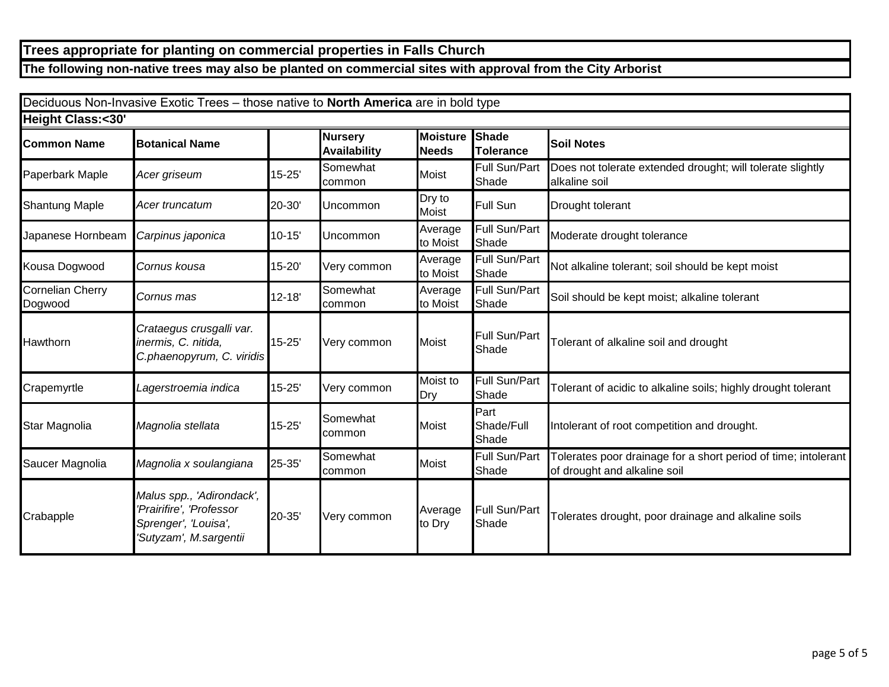**Trees appropriate for planting on commercial properties in Falls Church**

**The following non-native trees may also be planted on commercial sites with approval from the City Arborist**

Deciduous Non-Invasive Exotic Trees – those native to **North America** are in bold type

**Height Class:<30'**

| **Common Name** | **Botanical Name** | | **Nursery Availability** | **Moisture Needs** | **Shade Tolerance** | **Soil Notes** |
|---|---|---|---|---|---|---|
| Paperbark Maple | *Acer griseum* | 15-25' | Somewhat common | Moist | Full Sun/Part Shade | Does not tolerate extended drought; will tolerate slightly alkaline soil |
| Shantung Maple | *Acer truncatum* | 20-30' | Uncommon | Dry to Moist | Full Sun | Drought tolerant |
| Japanese Hornbeam | *Carpinus japonica* | 10-15' | Uncommon | Average to Moist | Full Sun/Part Shade | Moderate drought tolerance |
| Kousa Dogwood | *Cornus kousa* | 15-20' | Very common | Average to Moist | Full Sun/Part Shade | Not alkaline tolerant; soil should be kept moist |
| Cornelian Cherry Dogwood | *Cornus mas* | 12-18' | Somewhat common | Average to Moist | Full Sun/Part Shade | Soil should be kept moist; alkaline tolerant |
| Hawthorn | *Crataegus crusgalli var. inermis, C. nitida, C.phaenopyrum, C. viridis* | 15-25' | Very common | Moist | Full Sun/Part Shade | Tolerant of alkaline soil and drought |
| Crapemyrtle | *Lagerstroemia indica* | 15-25' | Very common | Moist to Dry | Full Sun/Part Shade | Tolerant of acidic to alkaline soils; highly drought tolerant |
| Star Magnolia | *Magnolia stellata* | 15-25' | Somewhat common | Moist | Part Shade/Full Shade | Intolerant of root competition and drought. |
| Saucer Magnolia | *Magnolia x soulangiana* | 25-35' | Somewhat common | Moist | Full Sun/Part Shade | Tolerates poor drainage for a short period of time; intolerant of drought and alkaline soil |
| Crabapple | *Malus spp., 'Adirondack', 'Prairifire', 'Professor Sprenger', 'Louisa', 'Sutyzam', M.sargentii* | 20-35' | Very common | Average to Dry | Full Sun/Part Shade | Tolerates drought, poor drainage and alkaline soils |